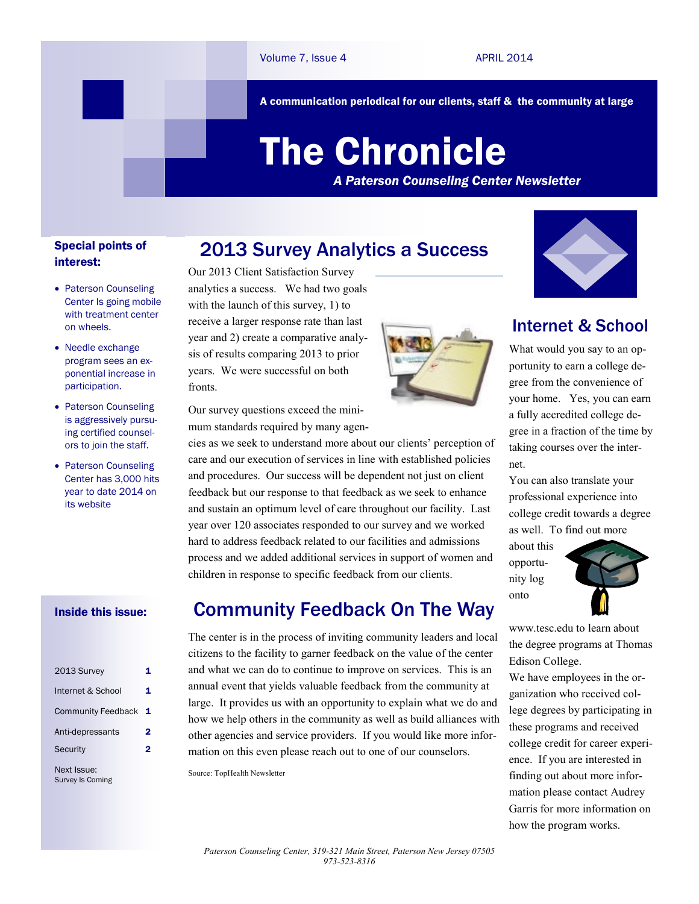A communication periodical for our clients, staff & the community at large

# The Chronicle

***A Paterson Counseling Center Newsletter***

**Special points of interest:**

- Paterson Counseling Center Is going mobile with treatment center on wheels.
- Needle exchange program sees an exponential increase in participation.
- Paterson Counseling is aggressively pursuing certified counselors to join the staff.
- Paterson Counseling Center has 3,000 hits year to date 2014 on its website

**Inside this issue:**

| | |
|---|---|
| 2013 Survey | 1 |
| Internet & School | 1 |
| Community Feedback | 1 |
| Anti-depressants | 2 |
| Security | 2 |

Next Issue:
Survey Is Coming

## 2013 Survey Analytics a Success

Our 2013 Client Satisfaction Survey analytics a success. We had two goals with the launch of this survey, 1) to receive a larger response rate than last year and 2) create a comparative analysis of results comparing 2013 to prior years. We were successful on both fronts.

Our survey questions exceed the minimum standards required by many agencies as we seek to understand more about our clients' perception of care and our execution of services in line with established policies and procedures. Our success will be dependent not just on client feedback but our response to that feedback as we seek to enhance and sustain an optimum level of care throughout our facility. Last year over 120 associates responded to our survey and we worked hard to address feedback related to our facilities and admissions process and we added additional services in support of women and children in response to specific feedback from our clients.

## Community Feedback On The Way

The center is in the process of inviting community leaders and local citizens to the facility to garner feedback on the value of the center and what we can do to continue to improve on services. This is an annual event that yields valuable feedback from the community at large. It provides us with an opportunity to explain what we do and how we help others in the community as well as build alliances with other agencies and service providers. If you would like more information on this even please reach out to one of our counselors.

Source: TopHealth Newsletter

## Internet & School

What would you say to an opportunity to earn a college degree from the convenience of your home. Yes, you can earn a fully accredited college degree in a fraction of the time by taking courses over the internet.

You can also translate your professional experience into college credit towards a degree as well. To find out more about this opportunity log onto www.tesc.edu to learn about the degree programs at Thomas Edison College.

We have employees in the organization who received college degrees by participating in these programs and received college credit for career experience. If you are interested in finding out about more information please contact Audrey Garris for more information on how the program works.

*Paterson Counseling Center, 319-321 Main Street, Paterson New Jersey 07505*
*973-523-8316*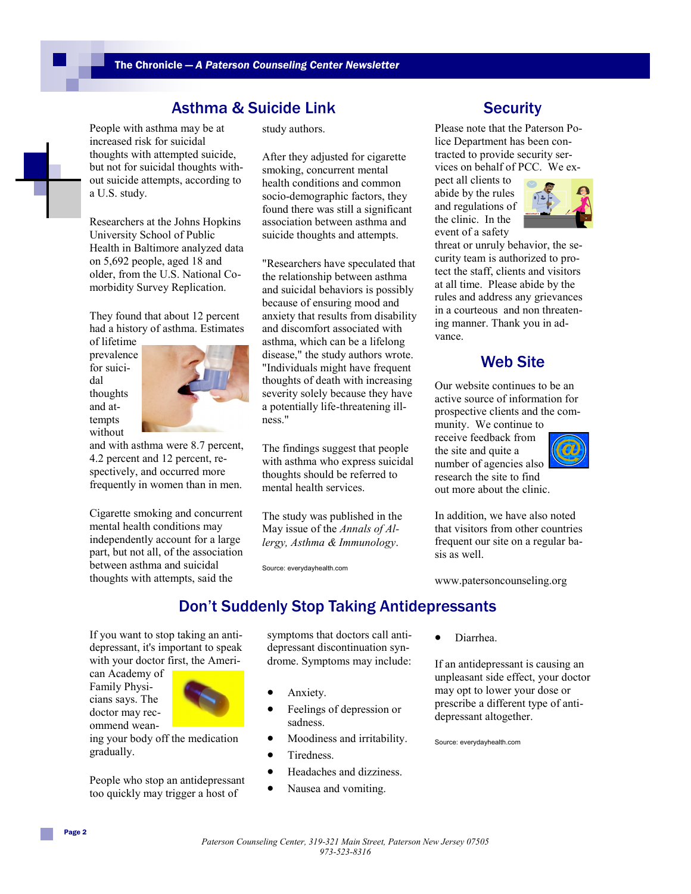## Asthma & Suicide Link

People with asthma may be at increased risk for suicidal thoughts with attempted suicide, but not for suicidal thoughts without suicide attempts, according to a U.S. study.

Researchers at the Johns Hopkins University School of Public Health in Baltimore analyzed data on 5,692 people, aged 18 and older, from the U.S. National Comorbidity Survey Replication.

They found that about 12 percent had a history of asthma. Estimates of lifetime prevalence for suicidal thoughts and attempts without and with asthma were 8.7 percent, 4.2 percent and 12 percent, respectively, and occurred more frequently in women than in men.

Cigarette smoking and concurrent mental health conditions may independently account for a large part, but not all, of the association between asthma and suicidal thoughts with attempts, said the study authors.

After they adjusted for cigarette smoking, concurrent mental health conditions and common socio-demographic factors, they found there was still a significant association between asthma and suicide thoughts and attempts.

"Researchers have speculated that the relationship between asthma and suicidal behaviors is possibly because of ensuring mood and anxiety that results from disability and discomfort associated with asthma, which can be a lifelong disease," the study authors wrote. "Individuals might have frequent thoughts of death with increasing severity solely because they have a potentially life-threatening illness."

The findings suggest that people with asthma who express suicidal thoughts should be referred to mental health services.

The study was published in the May issue of the *Annals of Allergy, Asthma & Immunology*.

Source: everydayhealth.com

## Security

Please note that the Paterson Police Department has been contracted to provide security services on behalf of PCC. We expect all clients to abide by the rules and regulations of the clinic. In the event of a safety threat or unruly behavior, the security team is authorized to protect the staff, clients and visitors at all time. Please abide by the rules and address any grievances in a courteous and non threatening manner. Thank you in advance.

## Web Site

Our website continues to be an active source of information for prospective clients and the community. We continue to receive feedback from the site and quite a number of agencies also research the site to find out more about the clinic.

In addition, we have also noted that visitors from other countries frequent our site on a regular basis as well.

www.patersoncounseling.org

## Don't Suddenly Stop Taking Antidepressants

If you want to stop taking an antidepressant, it's important to speak with your doctor first, the American Academy of Family Physicians says. The doctor may recommend weaning your body off the medication gradually.

People who stop an antidepressant too quickly may trigger a host of symptoms that doctors call antidepressant discontinuation syndrome. Symptoms may include:

- Anxiety.
- Feelings of depression or sadness.
- Moodiness and irritability.
- Tiredness.
- Headaches and dizziness.
- Nausea and vomiting.
- Diarrhea.

If an antidepressant is causing an unpleasant side effect, your doctor may opt to lower your dose or prescribe a different type of antidepressant altogether.

Source: everydayhealth.com

*Paterson Counseling Center, 319-321 Main Street, Paterson New Jersey 07505*
*973-523-8316*